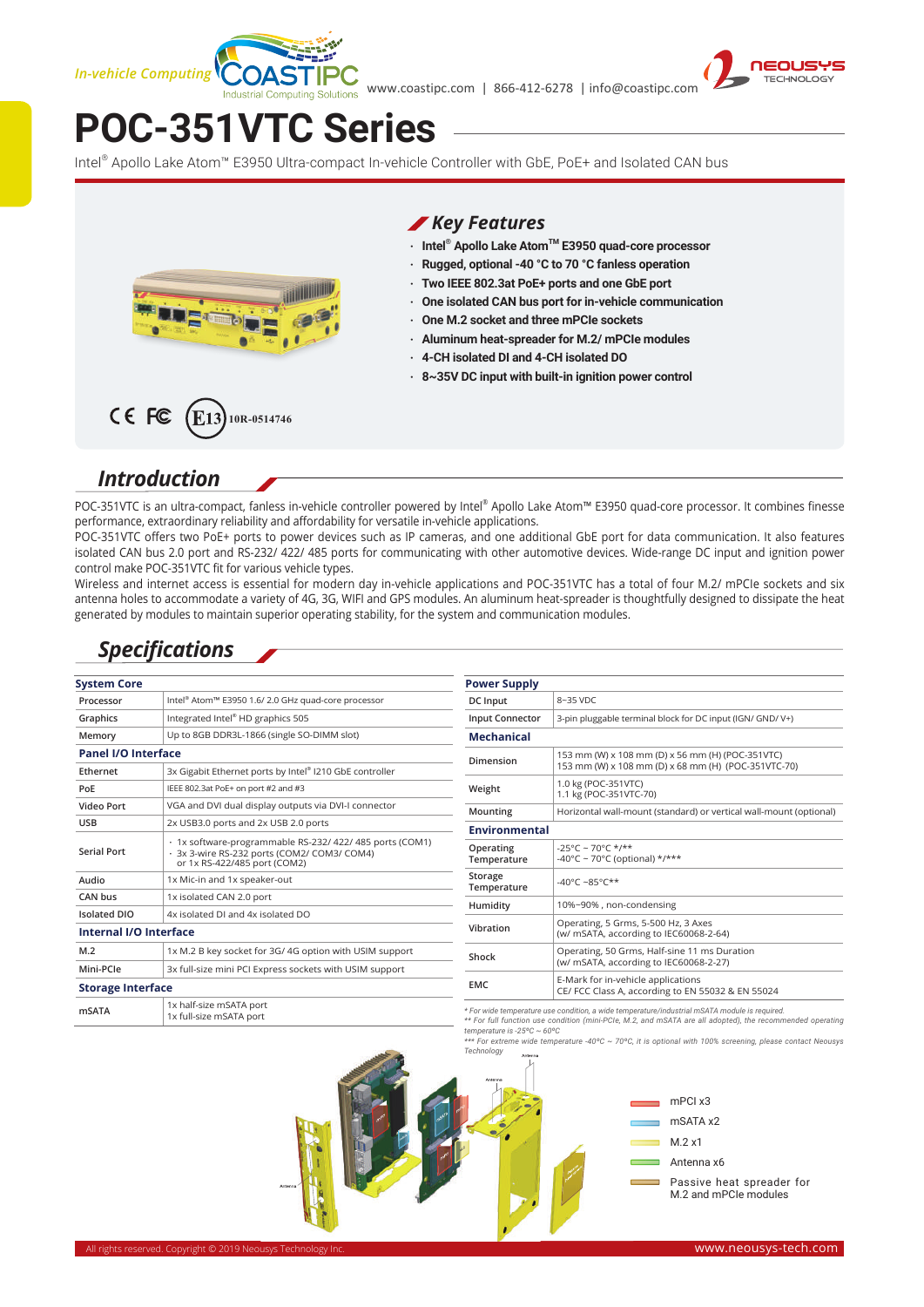# POC-351VTC Series

Intel® Apollo Lake Atom™ E3950 Ultra-compact In-vehicle Controller with GbE, PoE+ and Isolated CAN bus

## Key Features

- Intel® Apollo Lake Atom™ E3950 quad-core processor
- Rugged, optional -40 °C to 70 °C fanless operation
- Two IEEE 802.3at PoE+ ports and one GbE port
- One isolated CAN bus port for in-vehicle communication
- One M.2 socket and three mPCIe sockets
- Aluminum heat-spreader for M.2/ mPCIe modules
- 4-CH isolated DI and 4-CH isolated DO
- 8~35V DC input with built-in ignition power control

CE FC E13 10R-0514746

## Introduction

POC-351VTC is an ultra-compact, fanless in-vehicle controller powered by Intel® Apollo Lake Atom™ E3950 quad-core processor. It combines finesse performance, extraordinary reliability and affordability for versatile in-vehicle applications.

POC-351VTC offers two PoE+ ports to power devices such as IP cameras, and one additional GbE port for data communication. It also features isolated CAN bus 2.0 port and RS-232/ 422/ 485 ports for communicating with other automotive devices. Wide-range DC input and ignition power control make POC-351VTC fit for various vehicle types.

Wireless and internet access is essential for modern day in-vehicle applications and POC-351VTC has a total of four M.2/ mPCIe sockets and six antenna holes to accommodate a variety of 4G, 3G, WIFI and GPS modules. An aluminum heat-spreader is thoughtfully designed to dissipate the heat generated by modules to maintain superior operating stability, for the system and communication modules.

## Specifications

| System Core | |
|---|---|
| Processor | Intel® Atom™ E3950 1.6/ 2.0 GHz quad-core processor |
| Graphics | Integrated Intel® HD graphics 505 |
| Memory | Up to 8GB DDR3L-1866 (single SO-DIMM slot) |
| **Panel I/O Interface** | |
| Ethernet | 3x Gigabit Ethernet ports by Intel® I210 GbE controller |
| PoE | IEEE 802.3at PoE+ on port #2 and #3 |
| Video Port | VGA and DVI dual display outputs via DVI-I connector |
| USB | 2x USB3.0 ports and 2x USB 2.0 ports |
| Serial Port | · 1x software-programmable RS-232/ 422/ 485 ports (COM1)<br>· 3x 3-wire RS-232 ports (COM2/ COM3/ COM4) or 1x RS-422/485 port (COM2) |
| Audio | 1x Mic-in and 1x speaker-out |
| CAN bus | 1x isolated CAN 2.0 port |
| Isolated DIO | 4x isolated DI and 4x isolated DO |
| **Internal I/O Interface** | |
| M.2 | 1x M.2 B key socket for 3G/ 4G option with USIM support |
| Mini-PCIe | 3x full-size mini PCI Express sockets with USIM support |
| **Storage Interface** | |
| mSATA | 1x half-size mSATA port<br>1x full-size mSATA port |

| Power Supply | |
|---|---|
| DC Input | 8~35 VDC |
| Input Connector | 3-pin pluggable terminal block for DC input (IGN/ GND/ V+) |
| **Mechanical** | |
| Dimension | 153 mm (W) x 108 mm (D) x 56 mm (H) (POC-351VTC)<br>153 mm (W) x 108 mm (D) x 68 mm (H) (POC-351VTC-70) |
| Weight | 1.0 kg (POC-351VTC)<br>1.1 kg (POC-351VTC-70) |
| Mounting | Horizontal wall-mount (standard) or vertical wall-mount (optional) |
| **Environmental** | |
| Operating Temperature | -25°C ~ 70°C */**<br>-40°C ~ 70°C (optional) */*** |
| Storage Temperature | -40°C ~85°C** |
| Humidity | 10%~90% , non-condensing |
| Vibration | Operating, 5 Grms, 5-500 Hz, 3 Axes<br>(w/ mSATA, according to IEC60068-2-64) |
| Shock | Operating, 50 Grms, Half-sine 11 ms Duration<br>(w/ mSATA, according to IEC60068-2-27) |
| EMC | E-Mark for in-vehicle applications<br>CE/ FCC Class A, according to EN 55032 & EN 55024 |

*\* For wide temperature use condition, a wide temperature/industrial mSATA module is required.*
*\*\* For full function use condition (mini-PCIe, M.2, and mSATA are all adopted), the recommended operating temperature is -25ºC ~ 60ºC*
*\*\*\* For extreme wide temperature -40ºC ~ 70ºC, it is optional with 100% screening, please contact Neousys Technology*

- mPCI x3
- mSATA x2
- M.2 x1
- Antenna x6
- Passive heat spreader for M.2 and mPCIe modules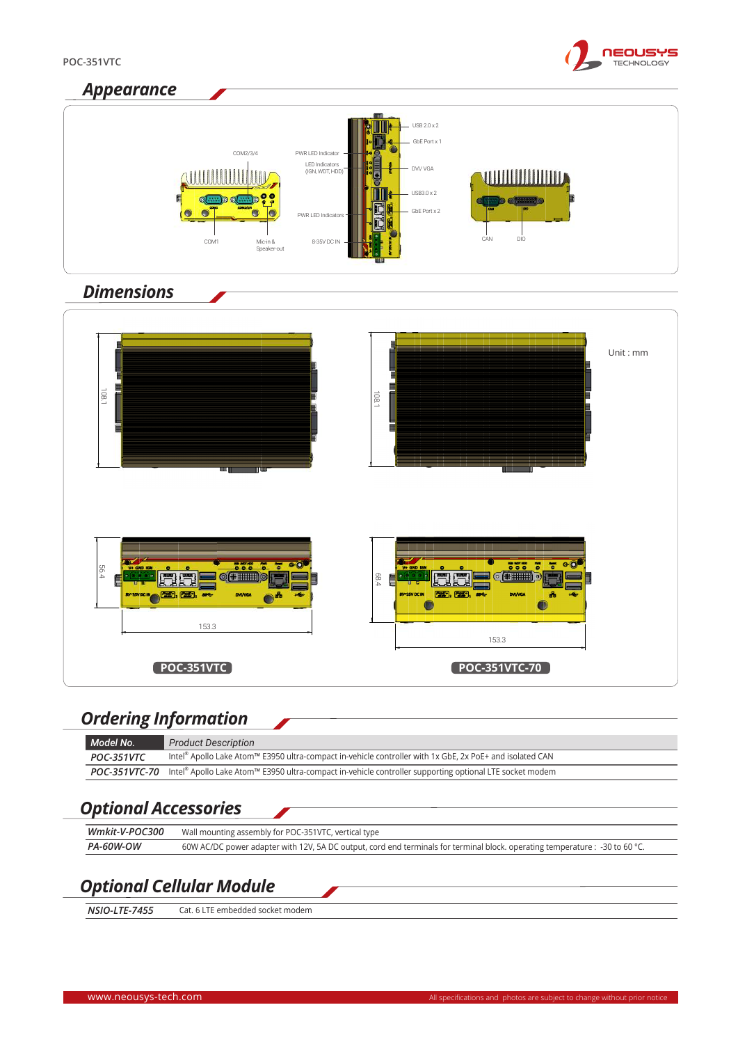## Appearance

COM2/3/4

PWR LED Indicator

LED Indicators (IGN, WDT, HDD)

USB 2.0 x 2

GbE Port x 1

DVI/ VGA

USB3.0 x 2

GbE Port x 2

PWR LED Indicators

8-35V DC IN

COM1

Mic-in & Speaker-out

CAN

DIO

## Dimensions

Unit : mm

108.1

108.1

56.4

153.3

68.4

153.3

POC-351VTC

POC-351VTC-70

## Ordering Information

| Model No. | Product Description |
|---|---|
| *POC-351VTC* | Intel® Apollo Lake Atom™ E3950 ultra-compact in-vehicle controller with 1x GbE, 2x PoE+ and isolated CAN |
| *POC-351VTC-70* | Intel® Apollo Lake Atom™ E3950 ultra-compact in-vehicle controller supporting optional LTE socket modem |

## Optional Accessories

| | |
|---|---|
| *Wmkit-V-POC300* | Wall mounting assembly for POC-351VTC, vertical type |
| *PA-60W-OW* | 60W AC/DC power adapter with 12V, 5A DC output, cord end terminals for terminal block. operating temperature : -30 to 60 °C. |

## Optional Cellular Module

| | |
|---|---|
| *NSIO-LTE-7455* | Cat. 6 LTE embedded socket modem |

www.neousys-tech.com

All specifications and photos are subject to change without prior notice